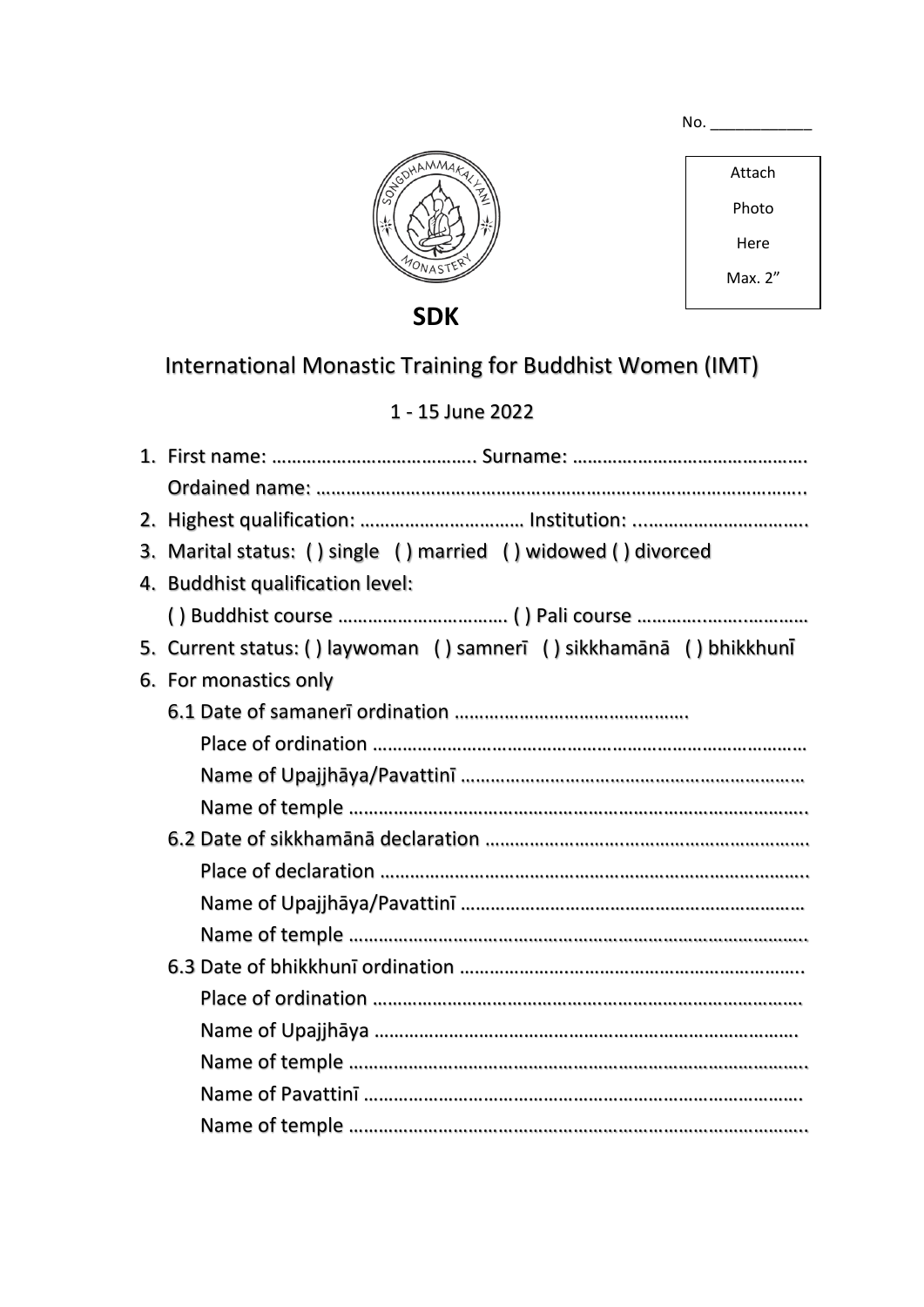No. ____________

Attach

Photo

Here

Max. 2”

# SDK

## International Monastic Training for Buddhist Women (IMT)

1 - 15 June 2022

1. First name: ………………………………….. Surname: ……………………………………….
   Ordained name: ……………………………………………………………………………………..
2. Highest qualification: …………………………… Institution: ..…………………………….
3. Marital status: ( ) single ( ) married ( ) widowed ( ) divorced
4. Buddhist qualification level:
   ( ) Buddhist course …………………………… ( ) Pali course ………………………………
5. Current status: ( ) laywoman ( ) samnerī ( ) sikkhamānā ( ) bhikkhunī
6. For monastics only
   6.1 Date of samanerī ordination ……………………………………….
      Place of ordination …………………………………………………………………………
      Name of Upajjhāya/Pavattinī …………………………………………………………
      Name of temple ……………………………………………………………………………..
   6.2 Date of sikkhamānā declaration ……………………………………………………
      Place of declaration ………………………………………………………………………..
      Name of Upajjhāya/Pavattinī …………………………………………………………
      Name of temple ……………………………………………………………………………..
   6.3 Date of bhikkhunī ordination ………………………………………………………..
      Place of ordination ………………………………………………………………………
      Name of Upajjhāya …………………………………………………………………….
      Name of temple ……………………………………………………………………………..
      Name of Pavattinī ……………………………………………………………………………
      Name of temple ……………………………………………………………………………..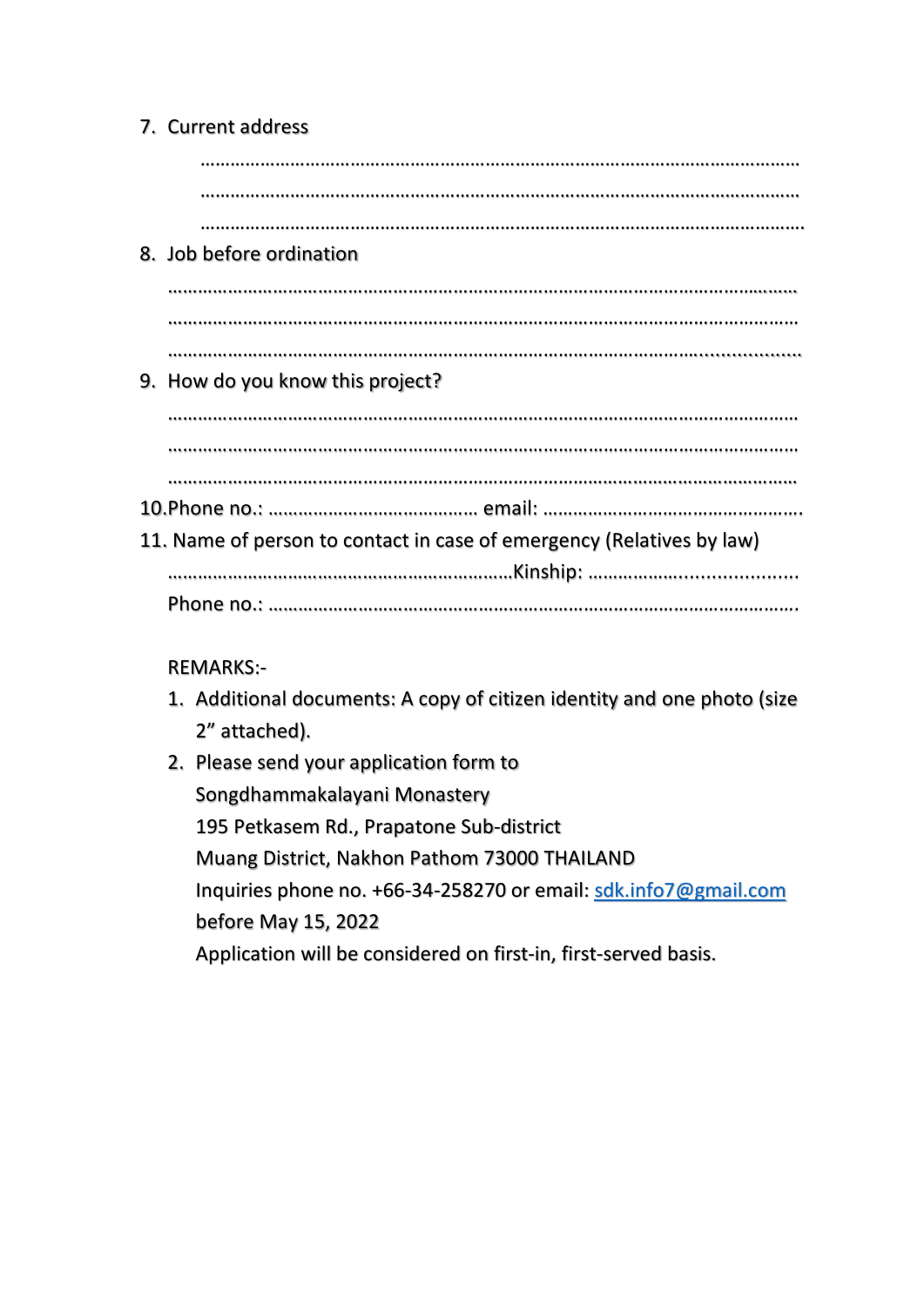7. Current address

   ……………………………………………………………………………………………………………

   ……………………………………………………………………………………………………………

   ……………………………………………………………………………………………………………

8. Job before ordination

   ……………………………………………………………………………………………………………

   ……………………………………………………………………………………………………………

   ……………………………………………………………………………………………………………

9. How do you know this project?

   ……………………………………………………………………………………………………………

   ……………………………………………………………………………………………………………

   ……………………………………………………………………………………………………………

10. Phone no.: ………………………………… email: ……………………………………………

11. Name of person to contact in case of emergency (Relatives by law)

   ……………………………………………………………Kinship: ………………………………

   Phone no.: ……………………………………………………………………………………

REMARKS:-

1. Additional documents: A copy of citizen identity and one photo (size 2" attached).
2. Please send your application form to
   Songdhammakalayani Monastery
   195 Petkasem Rd., Prapatone Sub-district
   Muang District, Nakhon Pathom 73000 THAILAND
   Inquiries phone no. +66-34-258270 or email: sdk.info7@gmail.com
   before May 15, 2022
   Application will be considered on first-in, first-served basis.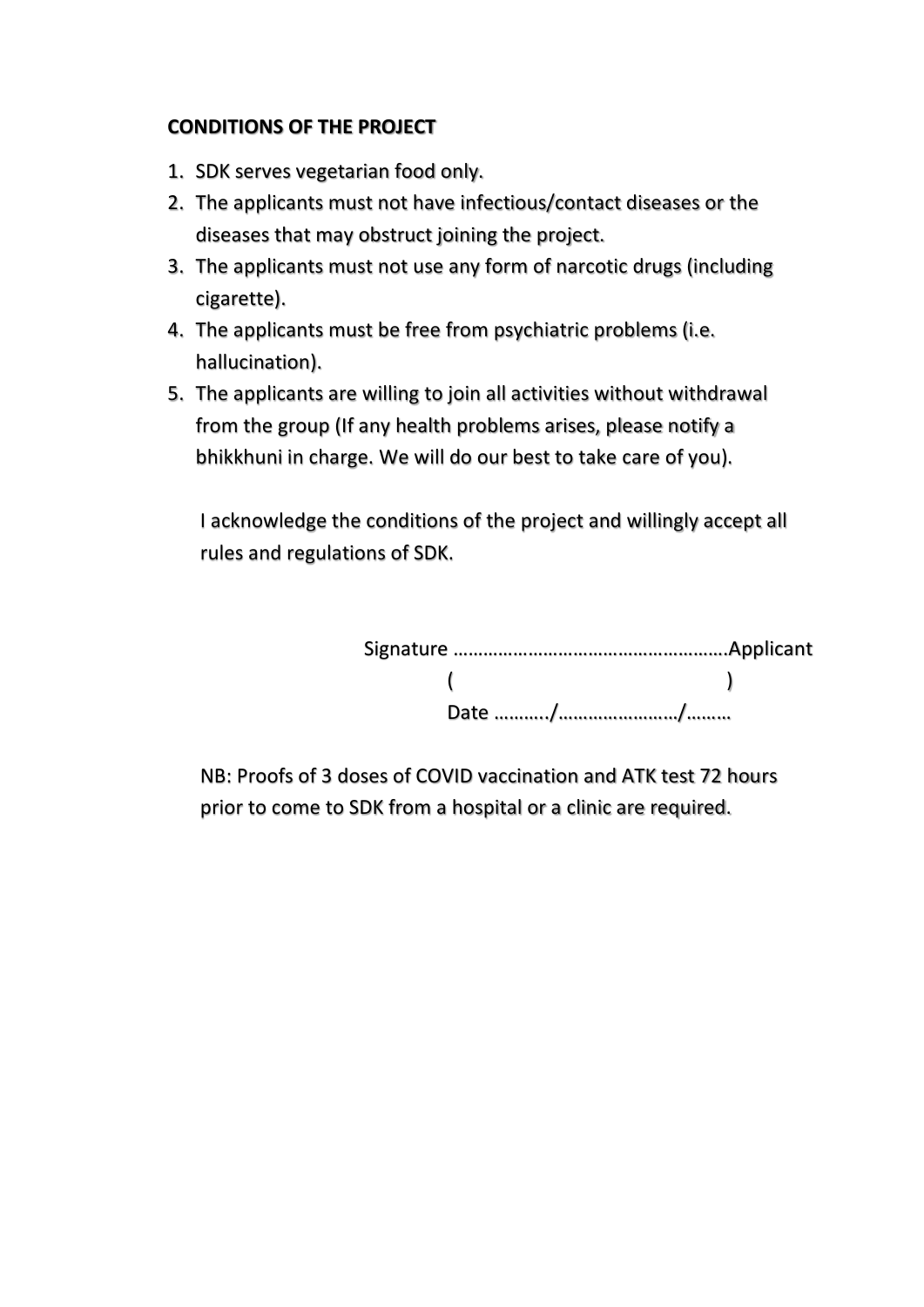**CONDITIONS OF THE PROJECT**

1. SDK serves vegetarian food only.
2. The applicants must not have infectious/contact diseases or the diseases that may obstruct joining the project.
3. The applicants must not use any form of narcotic drugs (including cigarette).
4. The applicants must be free from psychiatric problems (i.e. hallucination).
5. The applicants are willing to join all activities without withdrawal from the group (If any health problems arises, please notify a bhikkhuni in charge. We will do our best to take care of you).

I acknowledge the conditions of the project and willingly accept all rules and regulations of SDK.

Signature ………………………………………………Applicant

( )

Date ………../……………………/………

NB: Proofs of 3 doses of COVID vaccination and ATK test 72 hours prior to come to SDK from a hospital or a clinic are required.